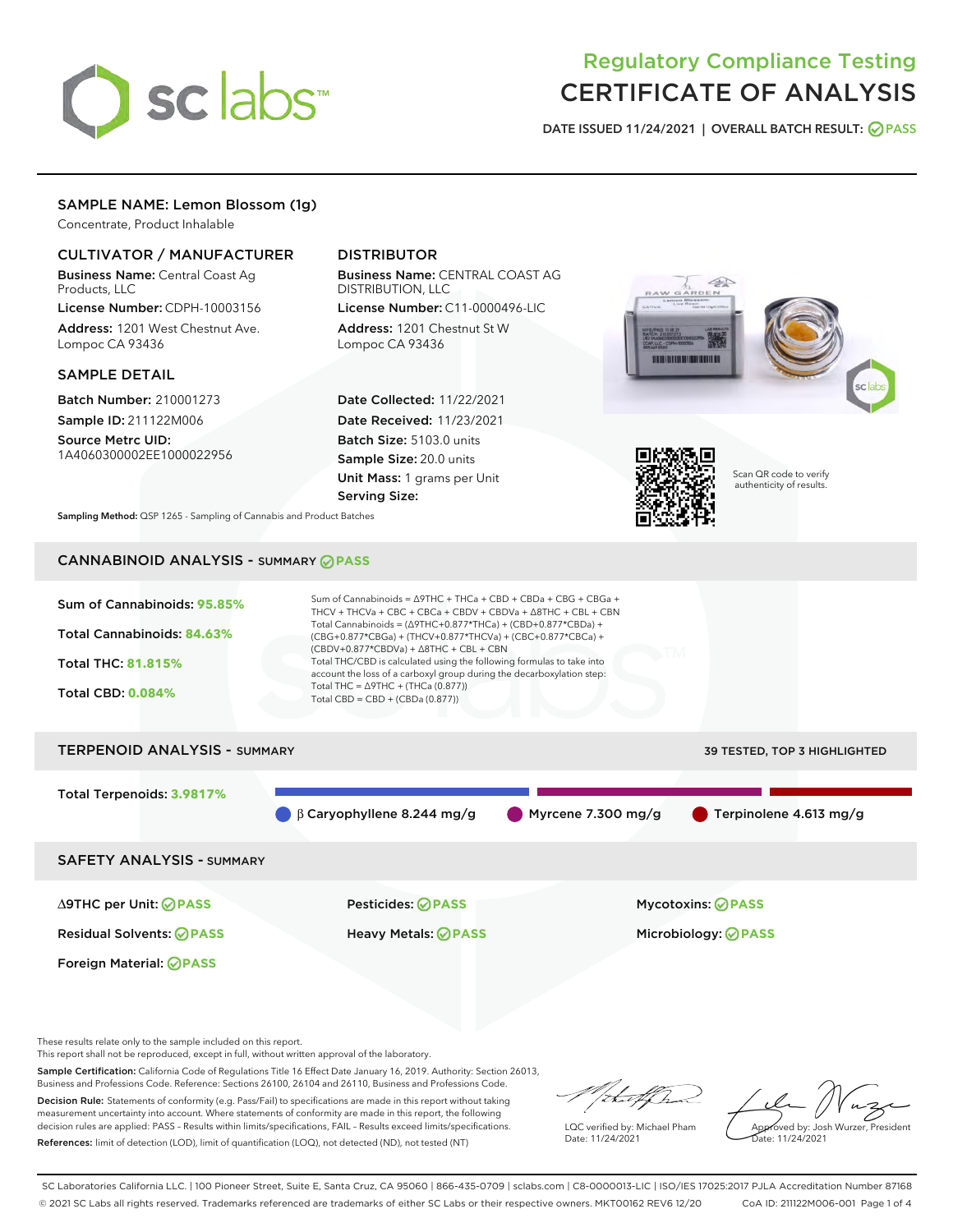# Regulatory Compliance Testing
# CERTIFICATE OF ANALYSIS

DATE ISSUED 11/24/2021 | OVERALL BATCH RESULT: PASS

## SAMPLE NAME: Lemon Blossom (1g)

Concentrate, Product Inhalable

### CULTIVATOR / MANUFACTURER

**Business Name:** Central Coast Ag Products, LLC

**License Number:** CDPH-10003156

**Address:** 1201 West Chestnut Ave. Lompoc CA 93436

### DISTRIBUTOR

**Business Name:** CENTRAL COAST AG DISTRIBUTION, LLC

**License Number:** C11-0000496-LIC

**Address:** 1201 Chestnut St W Lompoc CA 93436

### SAMPLE DETAIL

**Batch Number:** 210001273

**Sample ID:** 211122M006

**Source Metrc UID:** 1A4060300002EE1000022956

**Date Collected:** 11/22/2021

**Date Received:** 11/23/2021

**Batch Size:** 5103.0 units

**Sample Size:** 20.0 units

**Unit Mass:** 1 grams per Unit

**Serving Size:**

Scan QR code to verify authenticity of results.

**Sampling Method:** QSP 1265 - Sampling of Cannabis and Product Batches

## CANNABINOID ANALYSIS - SUMMARY PASS

Sum of Cannabinoids: **95.85%**

Total Cannabinoids: **84.63%**

Total THC: **81.815%**

Total CBD: **0.084%**

Sum of Cannabinoids = Δ9THC + THCa + CBD + CBDa + CBG + CBGa + THCV + THCVa + CBC + CBCa + CBDV + CBDVa + Δ8THC + CBL + CBN

Total Cannabinoids = (Δ9THC+0.877*THCa) + (CBD+0.877*CBDa) + (CBG+0.877*CBGa) + (THCV+0.877*THCVa) + (CBC+0.877*CBCa) + (CBDV+0.877*CBDVa) + Δ8THC + CBL + CBN

Total THC/CBD is calculated using the following formulas to take into account the loss of a carboxyl group during the decarboxylation step:

Total THC = Δ9THC + (THCa (0.877))

Total CBD = CBD + (CBDa (0.877))

## TERPENOID ANALYSIS - SUMMARY

39 TESTED, TOP 3 HIGHLIGHTED

Total Terpenoids: **3.9817%**

- β Caryophyllene 8.244 mg/g
- Myrcene 7.300 mg/g
- Terpinolene 4.613 mg/g

## SAFETY ANALYSIS - SUMMARY

| | | |
|---|---|---|
| Δ9THC per Unit: PASS | Pesticides: PASS | Mycotoxins: PASS |
| Residual Solvents: PASS | Heavy Metals: PASS | Microbiology: PASS |
| Foreign Material: PASS | | |

These results relate only to the sample included on this report.
This report shall not be reproduced, except in full, without written approval of the laboratory.

**Sample Certification:** California Code of Regulations Title 16 Effect Date January 16, 2019. Authority: Section 26013, Business and Professions Code. Reference: Sections 26100, 26104 and 26110, Business and Professions Code.

**Decision Rule:** Statements of conformity (e.g. Pass/Fail) to specifications are made in this report without taking measurement uncertainty into account. Where statements of conformity are made in this report, the following decision rules are applied: PASS – Results within limits/specifications, FAIL – Results exceed limits/specifications.

**References:** limit of detection (LOD), limit of quantification (LOQ), not detected (ND), not tested (NT)

LQC verified by: Michael Pham
Date: 11/24/2021

Approved by: Josh Wurzer, President
Date: 11/24/2021

SC Laboratories California LLC. | 100 Pioneer Street, Suite E, Santa Cruz, CA 95060 | 866-435-0709 | sclabs.com | C8-0000013-LIC | ISO/IES 17025:2017 PJLA Accreditation Number 87168
© 2021 SC Labs all rights reserved. Trademarks referenced are trademarks of either SC Labs or their respective owners. MKT00162 REV6 12/20 CoA ID: 211122M006-001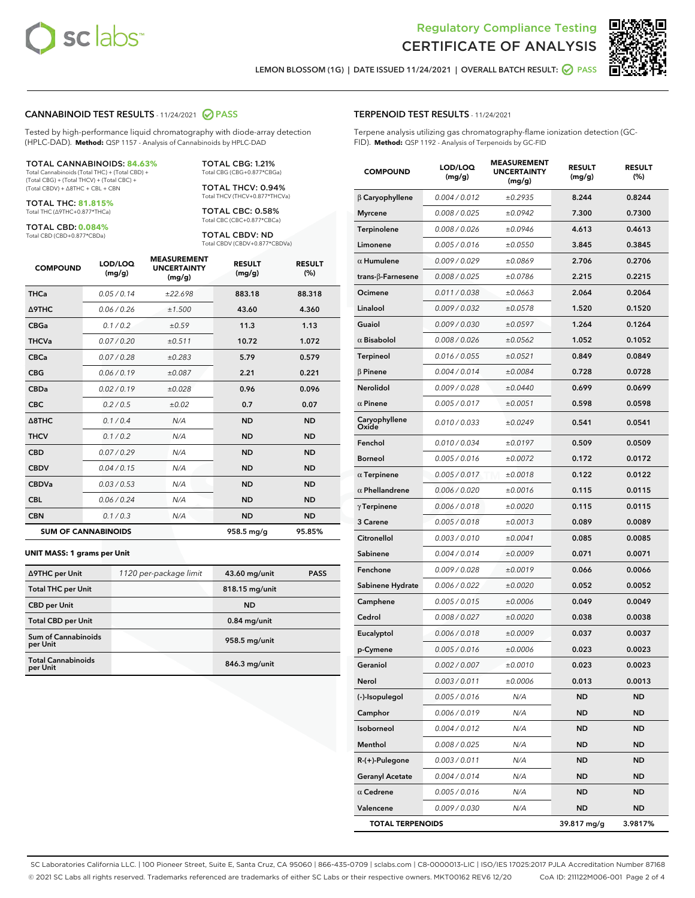Regulatory Compliance Testing
CERTIFICATE OF ANALYSIS

LEMON BLOSSOM (1G) | DATE ISSUED 11/24/2021 | OVERALL BATCH RESULT: PASS

## CANNABINOID TEST RESULTS - 11/24/2021 PASS

Tested by high-performance liquid chromatography with diode-array detection (HPLC-DAD). **Method:** QSP 1157 - Analysis of Cannabinoids by HPLC-DAD

**TOTAL CANNABINOIDS: 84.63%**
Total Cannabinoids (Total THC) + (Total CBD) + (Total CBG) + (Total THCV) + (Total CBC) + (Total CBDV) + Δ8THC + CBL + CBN

**TOTAL THC: 81.815%**
Total THC (Δ9THC+0.877*THCa)

**TOTAL CBD: 0.084%**
Total CBD (CBD+0.877*CBDa)

**TOTAL CBG: 1.21%**
Total CBG (CBG+0.877*CBGa)

**TOTAL THCV: 0.94%**
Total THCV (THCV+0.877*THCVa)

**TOTAL CBC: 0.58%**
Total CBC (CBC+0.877*CBCa)

**TOTAL CBDV: ND**
Total CBDV (CBDV+0.877*CBDVa)

| COMPOUND | LOD/LOQ (mg/g) | MEASUREMENT UNCERTAINTY (mg/g) | RESULT (mg/g) | RESULT (%) |
|---|---|---|---|---|
| THCa | 0.05 / 0.14 | ±22.698 | 883.18 | 88.318 |
| Δ9THC | 0.06 / 0.26 | ±1.500 | 43.60 | 4.360 |
| CBGa | 0.1 / 0.2 | ±0.59 | 11.3 | 1.13 |
| THCVa | 0.07 / 0.20 | ±0.511 | 10.72 | 1.072 |
| CBCa | 0.07 / 0.28 | ±0.283 | 5.79 | 0.579 |
| CBG | 0.06 / 0.19 | ±0.087 | 2.21 | 0.221 |
| CBDa | 0.02 / 0.19 | ±0.028 | 0.96 | 0.096 |
| CBC | 0.2 / 0.5 | ±0.02 | 0.7 | 0.07 |
| Δ8THC | 0.1 / 0.4 | N/A | ND | ND |
| THCV | 0.1 / 0.2 | N/A | ND | ND |
| CBD | 0.07 / 0.29 | N/A | ND | ND |
| CBDV | 0.04 / 0.15 | N/A | ND | ND |
| CBDVa | 0.03 / 0.53 | N/A | ND | ND |
| CBL | 0.06 / 0.24 | N/A | ND | ND |
| CBN | 0.1 / 0.3 | N/A | ND | ND |
| **SUM OF CANNABINOIDS** | | | 958.5 mg/g | 95.85% |

**UNIT MASS: 1 grams per Unit**

| | | | |
|---|---|---|---|
| Δ9THC per Unit | 1120 per-package limit | 43.60 mg/unit | PASS |
| Total THC per Unit | | 818.15 mg/unit | |
| CBD per Unit | | ND | |
| Total CBD per Unit | | 0.84 mg/unit | |
| Sum of Cannabinoids per Unit | | 958.5 mg/unit | |
| Total Cannabinoids per Unit | | 846.3 mg/unit | |

## TERPENOID TEST RESULTS - 11/24/2021

Terpene analysis utilizing gas chromatography-flame ionization detection (GC-FID). **Method:** QSP 1192 - Analysis of Terpenoids by GC-FID

| COMPOUND | LOD/LOQ (mg/g) | MEASUREMENT UNCERTAINTY (mg/g) | RESULT (mg/g) | RESULT (%) |
|---|---|---|---|---|
| β Caryophyllene | 0.004 / 0.012 | ±0.2935 | 8.244 | 0.8244 |
| Myrcene | 0.008 / 0.025 | ±0.0942 | 7.300 | 0.7300 |
| Terpinolene | 0.008 / 0.026 | ±0.0946 | 4.613 | 0.4613 |
| Limonene | 0.005 / 0.016 | ±0.0550 | 3.845 | 0.3845 |
| α Humulene | 0.009 / 0.029 | ±0.0869 | 2.706 | 0.2706 |
| trans-β-Farnesene | 0.008 / 0.025 | ±0.0786 | 2.215 | 0.2215 |
| Ocimene | 0.011 / 0.038 | ±0.0663 | 2.064 | 0.2064 |
| Linalool | 0.009 / 0.032 | ±0.0578 | 1.520 | 0.1520 |
| Guaiol | 0.009 / 0.030 | ±0.0597 | 1.264 | 0.1264 |
| α Bisabolol | 0.008 / 0.026 | ±0.0562 | 1.052 | 0.1052 |
| Terpineol | 0.016 / 0.055 | ±0.0521 | 0.849 | 0.0849 |
| β Pinene | 0.004 / 0.014 | ±0.0084 | 0.728 | 0.0728 |
| Nerolidol | 0.009 / 0.028 | ±0.0440 | 0.699 | 0.0699 |
| α Pinene | 0.005 / 0.017 | ±0.0051 | 0.598 | 0.0598 |
| Caryophyllene Oxide | 0.010 / 0.033 | ±0.0249 | 0.541 | 0.0541 |
| Fenchol | 0.010 / 0.034 | ±0.0197 | 0.509 | 0.0509 |
| Borneol | 0.005 / 0.016 | ±0.0072 | 0.172 | 0.0172 |
| α Terpinene | 0.005 / 0.017 | ±0.0018 | 0.122 | 0.0122 |
| α Phellandrene | 0.006 / 0.020 | ±0.0016 | 0.115 | 0.0115 |
| γ Terpinene | 0.006 / 0.018 | ±0.0020 | 0.115 | 0.0115 |
| 3 Carene | 0.005 / 0.018 | ±0.0013 | 0.089 | 0.0089 |
| Citronellol | 0.003 / 0.010 | ±0.0041 | 0.085 | 0.0085 |
| Sabinene | 0.004 / 0.014 | ±0.0009 | 0.071 | 0.0071 |
| Fenchone | 0.009 / 0.028 | ±0.0019 | 0.066 | 0.0066 |
| Sabinene Hydrate | 0.006 / 0.022 | ±0.0020 | 0.052 | 0.0052 |
| Camphene | 0.005 / 0.015 | ±0.0006 | 0.049 | 0.0049 |
| Cedrol | 0.008 / 0.027 | ±0.0020 | 0.038 | 0.0038 |
| Eucalyptol | 0.006 / 0.018 | ±0.0009 | 0.037 | 0.0037 |
| p-Cymene | 0.005 / 0.016 | ±0.0006 | 0.023 | 0.0023 |
| Geraniol | 0.002 / 0.007 | ±0.0010 | 0.023 | 0.0023 |
| Nerol | 0.003 / 0.011 | ±0.0006 | 0.013 | 0.0013 |
| (-)-Isopulegol | 0.005 / 0.016 | N/A | ND | ND |
| Camphor | 0.006 / 0.019 | N/A | ND | ND |
| Isoborneol | 0.004 / 0.012 | N/A | ND | ND |
| Menthol | 0.008 / 0.025 | N/A | ND | ND |
| R-(+)-Pulegone | 0.003 / 0.011 | N/A | ND | ND |
| Geranyl Acetate | 0.004 / 0.014 | N/A | ND | ND |
| α Cedrene | 0.005 / 0.016 | N/A | ND | ND |
| Valencene | 0.009 / 0.030 | N/A | ND | ND |
| **TOTAL TERPENOIDS** | | | 39.817 mg/g | 3.9817% |

SC Laboratories California LLC. | 100 Pioneer Street, Suite E, Santa Cruz, CA 95060 | 866-435-0709 | sclabs.com | C8-0000013-LIC | ISO/IES 17025:2017 PJLA Accreditation Number 87168
© 2021 SC Labs all rights reserved. Trademarks referenced are trademarks of either SC Labs or their respective owners. MKT00162 REV6 12/20 CoA ID: 211122M006-001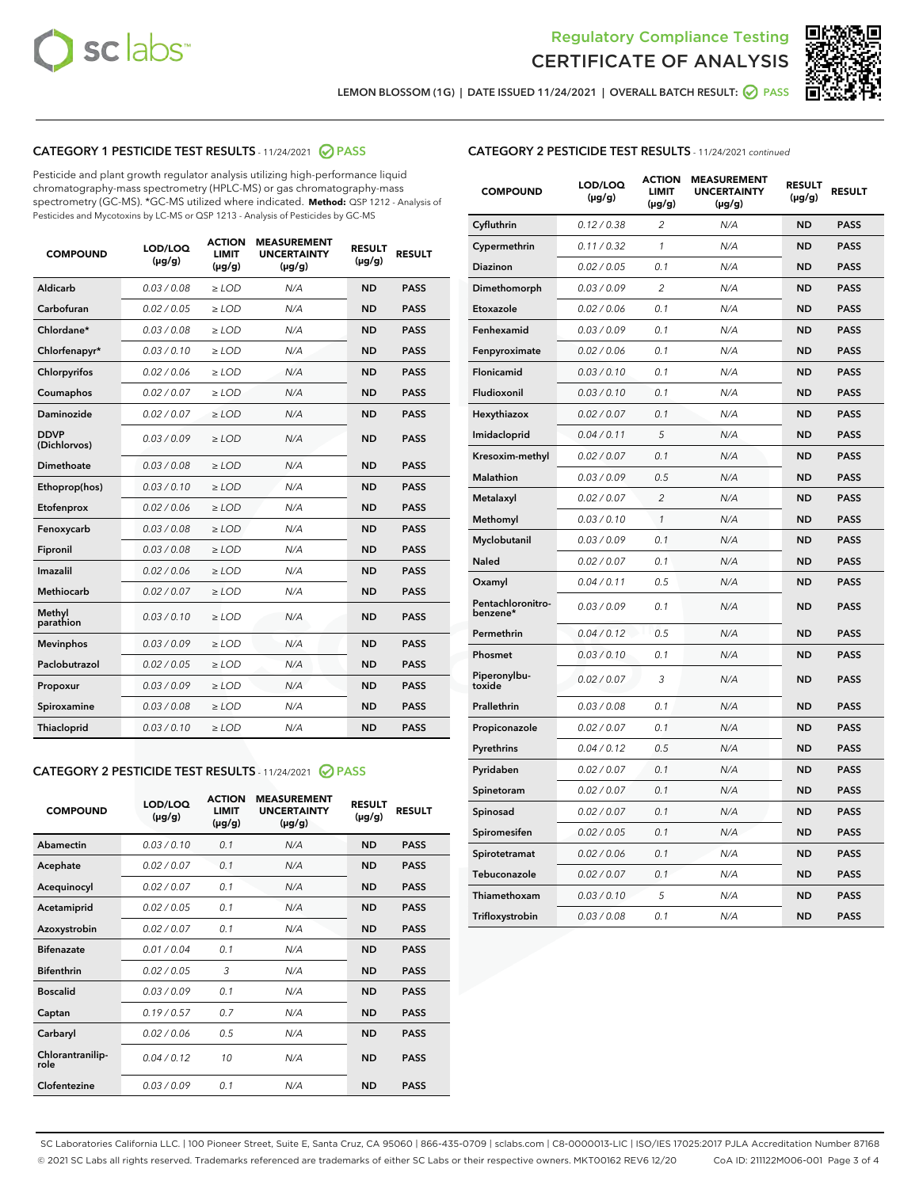LEMON BLOSSOM (1G) | DATE ISSUED 11/24/2021 | OVERALL BATCH RESULT: PASS

## CATEGORY 1 PESTICIDE TEST RESULTS - 11/24/2021 PASS

Pesticide and plant growth regulator analysis utilizing high-performance liquid chromatography-mass spectrometry (HPLC-MS) or gas chromatography-mass spectrometry (GC-MS). *GC-MS utilized where indicated. **Method:** QSP 1212 - Analysis of Pesticides and Mycotoxins by LC-MS or QSP 1213 - Analysis of Pesticides by GC-MS

| COMPOUND | LOD/LOQ (μg/g) | ACTION LIMIT (μg/g) | MEASUREMENT UNCERTAINTY (μg/g) | RESULT (μg/g) | RESULT |
|---|---|---|---|---|---|
| Aldicarb | 0.03 / 0.08 | ≥ LOD | N/A | ND | PASS |
| Carbofuran | 0.02 / 0.05 | ≥ LOD | N/A | ND | PASS |
| Chlordane* | 0.03 / 0.08 | ≥ LOD | N/A | ND | PASS |
| Chlorfenapyr* | 0.03 / 0.10 | ≥ LOD | N/A | ND | PASS |
| Chlorpyrifos | 0.02 / 0.06 | ≥ LOD | N/A | ND | PASS |
| Coumaphos | 0.02 / 0.07 | ≥ LOD | N/A | ND | PASS |
| Daminozide | 0.02 / 0.07 | ≥ LOD | N/A | ND | PASS |
| DDVP (Dichlorvos) | 0.03 / 0.09 | ≥ LOD | N/A | ND | PASS |
| Dimethoate | 0.03 / 0.08 | ≥ LOD | N/A | ND | PASS |
| Ethoprop(hos) | 0.03 / 0.10 | ≥ LOD | N/A | ND | PASS |
| Etofenprox | 0.02 / 0.06 | ≥ LOD | N/A | ND | PASS |
| Fenoxycarb | 0.03 / 0.08 | ≥ LOD | N/A | ND | PASS |
| Fipronil | 0.03 / 0.08 | ≥ LOD | N/A | ND | PASS |
| Imazalil | 0.02 / 0.06 | ≥ LOD | N/A | ND | PASS |
| Methiocarb | 0.02 / 0.07 | ≥ LOD | N/A | ND | PASS |
| Methyl parathion | 0.03 / 0.10 | ≥ LOD | N/A | ND | PASS |
| Mevinphos | 0.03 / 0.09 | ≥ LOD | N/A | ND | PASS |
| Paclobutrazol | 0.02 / 0.05 | ≥ LOD | N/A | ND | PASS |
| Propoxur | 0.03 / 0.09 | ≥ LOD | N/A | ND | PASS |
| Spiroxamine | 0.03 / 0.08 | ≥ LOD | N/A | ND | PASS |
| Thiacloprid | 0.03 / 0.10 | ≥ LOD | N/A | ND | PASS |

## CATEGORY 2 PESTICIDE TEST RESULTS - 11/24/2021 PASS

| COMPOUND | LOD/LOQ (μg/g) | ACTION LIMIT (μg/g) | MEASUREMENT UNCERTAINTY (μg/g) | RESULT (μg/g) | RESULT |
|---|---|---|---|---|---|
| Abamectin | 0.03 / 0.10 | 0.1 | N/A | ND | PASS |
| Acephate | 0.02 / 0.07 | 0.1 | N/A | ND | PASS |
| Acequinocyl | 0.02 / 0.07 | 0.1 | N/A | ND | PASS |
| Acetamiprid | 0.02 / 0.05 | 0.1 | N/A | ND | PASS |
| Azoxystrobin | 0.02 / 0.07 | 0.1 | N/A | ND | PASS |
| Bifenazate | 0.01 / 0.04 | 0.1 | N/A | ND | PASS |
| Bifenthrin | 0.02 / 0.05 | 3 | N/A | ND | PASS |
| Boscalid | 0.03 / 0.09 | 0.1 | N/A | ND | PASS |
| Captan | 0.19 / 0.57 | 0.7 | N/A | ND | PASS |
| Carbaryl | 0.02 / 0.06 | 0.5 | N/A | ND | PASS |
| Chlorantraniliprole | 0.04 / 0.12 | 10 | N/A | ND | PASS |
| Clofentezine | 0.03 / 0.09 | 0.1 | N/A | ND | PASS |
| Cyfluthrin | 0.12 / 0.38 | 2 | N/A | ND | PASS |
| Cypermethrin | 0.11 / 0.32 | 1 | N/A | ND | PASS |
| Diazinon | 0.02 / 0.05 | 0.1 | N/A | ND | PASS |
| Dimethomorph | 0.03 / 0.09 | 2 | N/A | ND | PASS |
| Etoxazole | 0.02 / 0.06 | 0.1 | N/A | ND | PASS |
| Fenhexamid | 0.03 / 0.09 | 0.1 | N/A | ND | PASS |
| Fenpyroximate | 0.02 / 0.06 | 0.1 | N/A | ND | PASS |
| Flonicamid | 0.03 / 0.10 | 0.1 | N/A | ND | PASS |
| Fludioxonil | 0.03 / 0.10 | 0.1 | N/A | ND | PASS |
| Hexythiazox | 0.02 / 0.07 | 0.1 | N/A | ND | PASS |
| Imidacloprid | 0.04 / 0.11 | 5 | N/A | ND | PASS |
| Kresoxim-methyl | 0.02 / 0.07 | 0.1 | N/A | ND | PASS |
| Malathion | 0.03 / 0.09 | 0.5 | N/A | ND | PASS |
| Metalaxyl | 0.02 / 0.07 | 2 | N/A | ND | PASS |
| Methomyl | 0.03 / 0.10 | 1 | N/A | ND | PASS |
| Myclobutanil | 0.03 / 0.09 | 0.1 | N/A | ND | PASS |
| Naled | 0.02 / 0.07 | 0.1 | N/A | ND | PASS |
| Oxamyl | 0.04 / 0.11 | 0.5 | N/A | ND | PASS |
| Pentachloronitrobenzene* | 0.03 / 0.09 | 0.1 | N/A | ND | PASS |
| Permethrin | 0.04 / 0.12 | 0.5 | N/A | ND | PASS |
| Phosmet | 0.03 / 0.10 | 0.1 | N/A | ND | PASS |
| Piperonylbutoxide | 0.02 / 0.07 | 3 | N/A | ND | PASS |
| Prallethrin | 0.03 / 0.08 | 0.1 | N/A | ND | PASS |
| Propiconazole | 0.02 / 0.07 | 0.1 | N/A | ND | PASS |
| Pyrethrins | 0.04 / 0.12 | 0.5 | N/A | ND | PASS |
| Pyridaben | 0.02 / 0.07 | 0.1 | N/A | ND | PASS |
| Spinetoram | 0.02 / 0.07 | 0.1 | N/A | ND | PASS |
| Spinosad | 0.02 / 0.07 | 0.1 | N/A | ND | PASS |
| Spiromesifen | 0.02 / 0.05 | 0.1 | N/A | ND | PASS |
| Spirotetramat | 0.02 / 0.06 | 0.1 | N/A | ND | PASS |
| Tebuconazole | 0.02 / 0.07 | 0.1 | N/A | ND | PASS |
| Thiamethoxam | 0.03 / 0.10 | 5 | N/A | ND | PASS |
| Trifloxystrobin | 0.03 / 0.08 | 0.1 | N/A | ND | PASS |

SC Laboratories California LLC. | 100 Pioneer Street, Suite E, Santa Cruz, CA 95060 | 866-435-0709 | sclabs.com | C8-0000013-LIC | ISO/IES 17025:2017 PJLA Accreditation Number 87168
© 2021 SC Labs all rights reserved. Trademarks referenced are trademarks of either SC Labs or their respective owners. MKT00162 REV6 12/20 CoA ID: 211122M006-001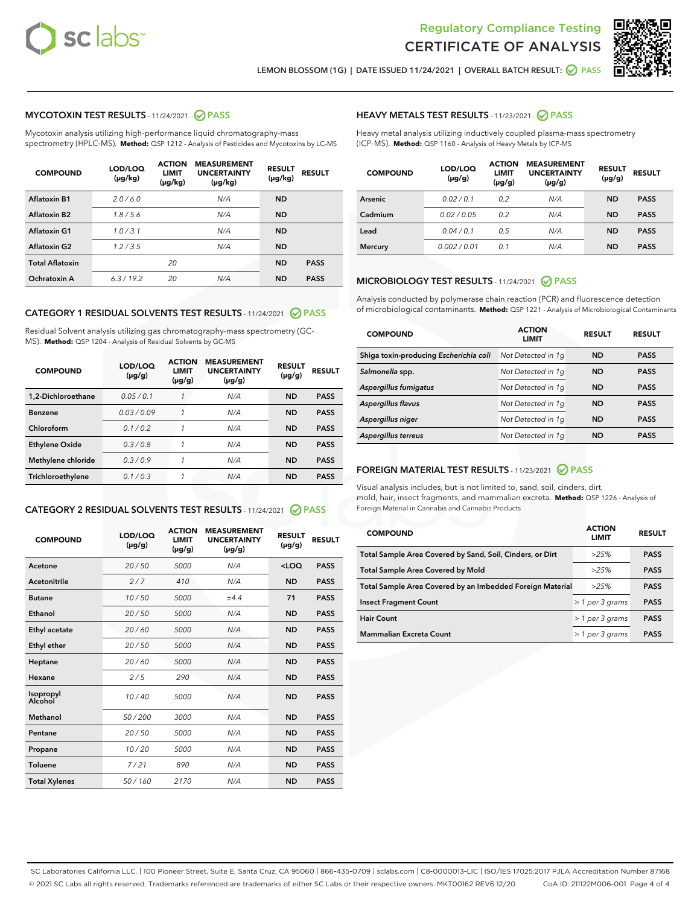Regulatory Compliance Testing

# CERTIFICATE OF ANALYSIS

LEMON BLOSSOM (1G) | DATE ISSUED 11/24/2021 | OVERALL BATCH RESULT: PASS

## MYCOTOXIN TEST RESULTS - 11/24/2021 PASS

Mycotoxin analysis utilizing high-performance liquid chromatography-mass spectrometry (HPLC-MS). **Method:** QSP 1212 - Analysis of Pesticides and Mycotoxins by LC-MS

| COMPOUND | LOD/LOQ (μg/kg) | ACTION LIMIT (μg/kg) | MEASUREMENT UNCERTAINTY (μg/kg) | RESULT (μg/kg) | RESULT |
|---|---|---|---|---|---|
| Aflatoxin B1 | 2.0 / 6.0 | | N/A | ND | |
| Aflatoxin B2 | 1.8 / 5.6 | | N/A | ND | |
| Aflatoxin G1 | 1.0 / 3.1 | | N/A | ND | |
| Aflatoxin G2 | 1.2 / 3.5 | | N/A | ND | |
| Total Aflatoxin | | 20 | | ND | PASS |
| Ochratoxin A | 6.3 / 19.2 | 20 | N/A | ND | PASS |

## CATEGORY 1 RESIDUAL SOLVENTS TEST RESULTS - 11/24/2021 PASS

Residual Solvent analysis utilizing gas chromatography-mass spectrometry (GC-MS). **Method:** QSP 1204 - Analysis of Residual Solvents by GC-MS

| COMPOUND | LOD/LOQ (μg/g) | ACTION LIMIT (μg/g) | MEASUREMENT UNCERTAINTY (μg/g) | RESULT (μg/g) | RESULT |
|---|---|---|---|---|---|
| 1,2-Dichloroethane | 0.05 / 0.1 | 1 | N/A | ND | PASS |
| Benzene | 0.03 / 0.09 | 1 | N/A | ND | PASS |
| Chloroform | 0.1 / 0.2 | 1 | N/A | ND | PASS |
| Ethylene Oxide | 0.3 / 0.8 | 1 | N/A | ND | PASS |
| Methylene chloride | 0.3 / 0.9 | 1 | N/A | ND | PASS |
| Trichloroethylene | 0.1 / 0.3 | 1 | N/A | ND | PASS |

## CATEGORY 2 RESIDUAL SOLVENTS TEST RESULTS - 11/24/2021 PASS

| COMPOUND | LOD/LOQ (μg/g) | ACTION LIMIT (μg/g) | MEASUREMENT UNCERTAINTY (μg/g) | RESULT (μg/g) | RESULT |
|---|---|---|---|---|---|
| Acetone | 20 / 50 | 5000 | N/A | <LOQ | PASS |
| Acetonitrile | 2 / 7 | 410 | N/A | ND | PASS |
| Butane | 10 / 50 | 5000 | ±4.4 | 71 | PASS |
| Ethanol | 20 / 50 | 5000 | N/A | ND | PASS |
| Ethyl acetate | 20 / 60 | 5000 | N/A | ND | PASS |
| Ethyl ether | 20 / 50 | 5000 | N/A | ND | PASS |
| Heptane | 20 / 60 | 5000 | N/A | ND | PASS |
| Hexane | 2 / 5 | 290 | N/A | ND | PASS |
| Isopropyl Alcohol | 10 / 40 | 5000 | N/A | ND | PASS |
| Methanol | 50 / 200 | 3000 | N/A | ND | PASS |
| Pentane | 20 / 50 | 5000 | N/A | ND | PASS |
| Propane | 10 / 20 | 5000 | N/A | ND | PASS |
| Toluene | 7 / 21 | 890 | N/A | ND | PASS |
| Total Xylenes | 50 / 160 | 2170 | N/A | ND | PASS |

## HEAVY METALS TEST RESULTS - 11/23/2021 PASS

Heavy metal analysis utilizing inductively coupled plasma-mass spectrometry (ICP-MS). **Method:** QSP 1160 - Analysis of Heavy Metals by ICP-MS

| COMPOUND | LOD/LOQ (μg/g) | ACTION LIMIT (μg/g) | MEASUREMENT UNCERTAINTY (μg/g) | RESULT (μg/g) | RESULT |
|---|---|---|---|---|---|
| Arsenic | 0.02 / 0.1 | 0.2 | N/A | ND | PASS |
| Cadmium | 0.02 / 0.05 | 0.2 | N/A | ND | PASS |
| Lead | 0.04 / 0.1 | 0.5 | N/A | ND | PASS |
| Mercury | 0.002 / 0.01 | 0.1 | N/A | ND | PASS |

## MICROBIOLOGY TEST RESULTS - 11/24/2021 PASS

Analysis conducted by polymerase chain reaction (PCR) and fluorescence detection of microbiological contaminants. **Method:** QSP 1221 - Analysis of Microbiological Contaminants

| COMPOUND | ACTION LIMIT | RESULT | RESULT |
|---|---|---|---|
| Shiga toxin-producing *Escherichia coli* | Not Detected in 1g | ND | PASS |
| *Salmonella* spp. | Not Detected in 1g | ND | PASS |
| *Aspergillus fumigatus* | Not Detected in 1g | ND | PASS |
| *Aspergillus flavus* | Not Detected in 1g | ND | PASS |
| *Aspergillus niger* | Not Detected in 1g | ND | PASS |
| *Aspergillus terreus* | Not Detected in 1g | ND | PASS |

## FOREIGN MATERIAL TEST RESULTS - 11/23/2021 PASS

Visual analysis includes, but is not limited to, sand, soil, cinders, dirt, mold, hair, insect fragments, and mammalian excreta. **Method:** QSP 1226 - Analysis of Foreign Material in Cannabis and Cannabis Products

| COMPOUND | ACTION LIMIT | RESULT |
|---|---|---|
| Total Sample Area Covered by Sand, Soil, Cinders, or Dirt | >25% | PASS |
| Total Sample Area Covered by Mold | >25% | PASS |
| Total Sample Area Covered by an Imbedded Foreign Material | >25% | PASS |
| Insect Fragment Count | > 1 per 3 grams | PASS |
| Hair Count | > 1 per 3 grams | PASS |
| Mammalian Excreta Count | > 1 per 3 grams | PASS |

SC Laboratories California LLC. | 100 Pioneer Street, Suite E, Santa Cruz, CA 95060 | 866-435-0709 | sclabs.com | C8-0000013-LIC | ISO/IES 17025:2017 PJLA Accreditation Number 87168
© 2021 SC Labs all rights reserved. Trademarks referenced are trademarks of either SC Labs or their respective owners. MKT00162 REV6 12/20 CoA ID: 211122M006-001